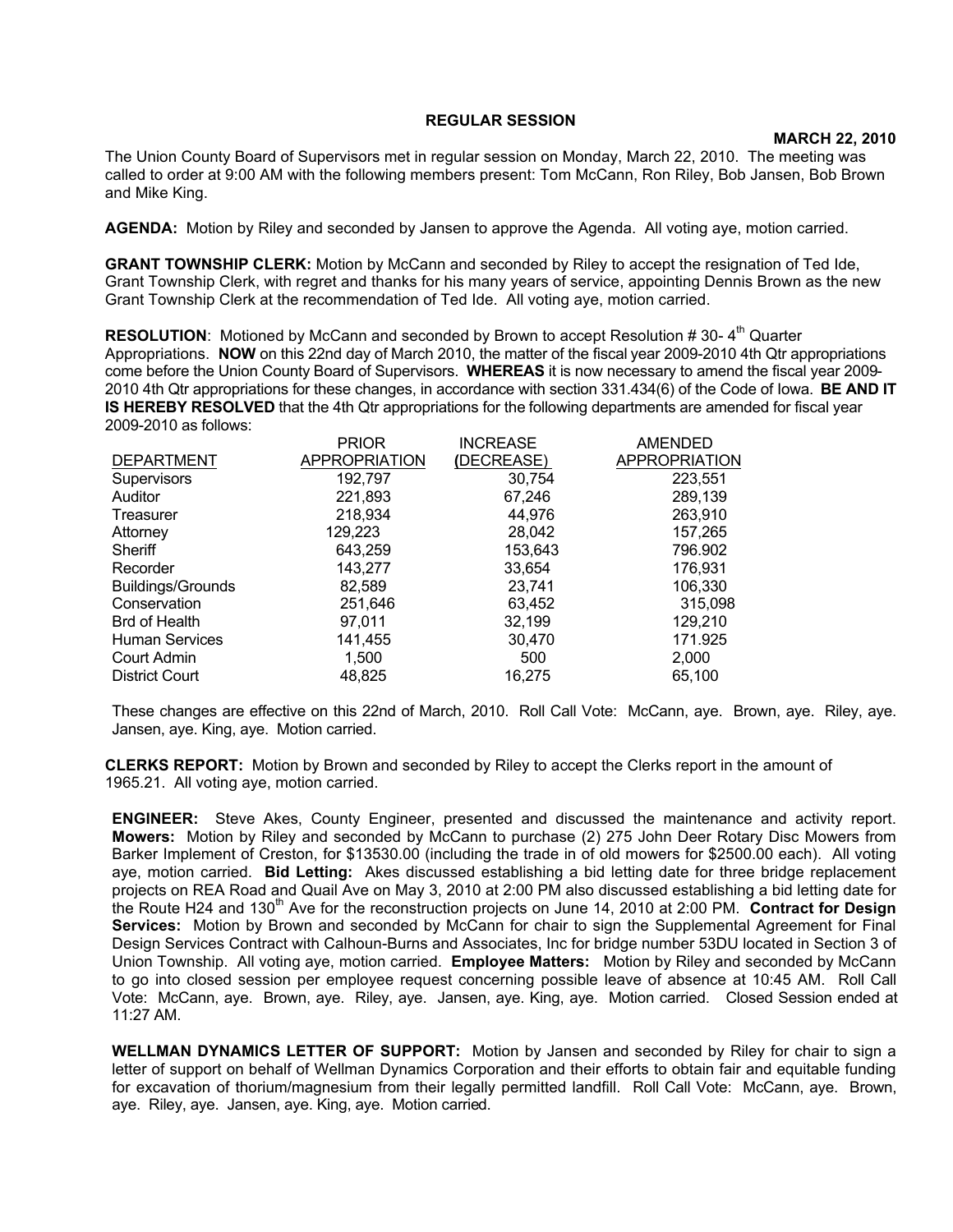**REGULAR SESSION**

**MARCH 22, 2010**

The Union County Board of Supervisors met in regular session on Monday, March 22, 2010. The meeting was called to order at 9:00 AM with the following members present: Tom McCann, Ron Riley, Bob Jansen, Bob Brown and Mike King.

**AGENDA:** Motion by Riley and seconded by Jansen to approve the Agenda. All voting aye, motion carried.

**GRANT TOWNSHIP CLERK:** Motion by McCann and seconded by Riley to accept the resignation of Ted Ide, Grant Township Clerk, with regret and thanks for his many years of service, appointing Dennis Brown as the new Grant Township Clerk at the recommendation of Ted Ide. All voting aye, motion carried.

**RESOLUTION**: Motioned by McCann and seconded by Brown to accept Resolution # 30- 4th Quarter Appropriations. **NOW** on this 22nd day of March 2010, the matter of the fiscal year 2009-2010 4th Qtr appropriations come before the Union County Board of Supervisors. **WHEREAS** it is now necessary to amend the fiscal year 2009-2010 4th Qtr appropriations for these changes, in accordance with section 331.434(6) of the Code of Iowa. **BE AND IT IS HEREBY RESOLVED** that the 4th Qtr appropriations for the following departments are amended for fiscal year 2009-2010 as follows:

| DEPARTMENT | PRIOR APPROPRIATION | INCREASE (DECREASE) | AMENDED APPROPRIATION |
|---|---|---|---|
| Supervisors | 192,797 | 30,754 | 223,551 |
| Auditor | 221,893 | 67,246 | 289,139 |
| Treasurer | 218,934 | 44,976 | 263,910 |
| Attorney | 129,223 | 28,042 | 157,265 |
| Sheriff | 643,259 | 153,643 | 796.902 |
| Recorder | 143,277 | 33,654 | 176,931 |
| Buildings/Grounds | 82,589 | 23,741 | 106,330 |
| Conservation | 251,646 | 63,452 | 315,098 |
| Brd of Health | 97,011 | 32,199 | 129,210 |
| Human Services | 141,455 | 30,470 | 171.925 |
| Court Admin | 1,500 | 500 | 2,000 |
| District Court | 48,825 | 16,275 | 65,100 |

These changes are effective on this 22nd of March, 2010. Roll Call Vote: McCann, aye. Brown, aye. Riley, aye. Jansen, aye. King, aye. Motion carried.

**CLERKS REPORT:** Motion by Brown and seconded by Riley to accept the Clerks report in the amount of 1965.21. All voting aye, motion carried.

**ENGINEER:** Steve Akes, County Engineer, presented and discussed the maintenance and activity report. **Mowers:** Motion by Riley and seconded by McCann to purchase (2) 275 John Deer Rotary Disc Mowers from Barker Implement of Creston, for $13530.00 (including the trade in of old mowers for $2500.00 each). All voting aye, motion carried. **Bid Letting:** Akes discussed establishing a bid letting date for three bridge replacement projects on REA Road and Quail Ave on May 3, 2010 at 2:00 PM also discussed establishing a bid letting date for the Route H24 and 130th Ave for the reconstruction projects on June 14, 2010 at 2:00 PM. **Contract for Design Services:** Motion by Brown and seconded by McCann for chair to sign the Supplemental Agreement for Final Design Services Contract with Calhoun-Burns and Associates, Inc for bridge number 53DU located in Section 3 of Union Township. All voting aye, motion carried. **Employee Matters:** Motion by Riley and seconded by McCann to go into closed session per employee request concerning possible leave of absence at 10:45 AM. Roll Call Vote: McCann, aye. Brown, aye. Riley, aye. Jansen, aye. King, aye. Motion carried. Closed Session ended at 11:27 AM.

**WELLMAN DYNAMICS LETTER OF SUPPORT:** Motion by Jansen and seconded by Riley for chair to sign a letter of support on behalf of Wellman Dynamics Corporation and their efforts to obtain fair and equitable funding for excavation of thorium/magnesium from their legally permitted landfill. Roll Call Vote: McCann, aye. Brown, aye. Riley, aye. Jansen, aye. King, aye. Motion carried.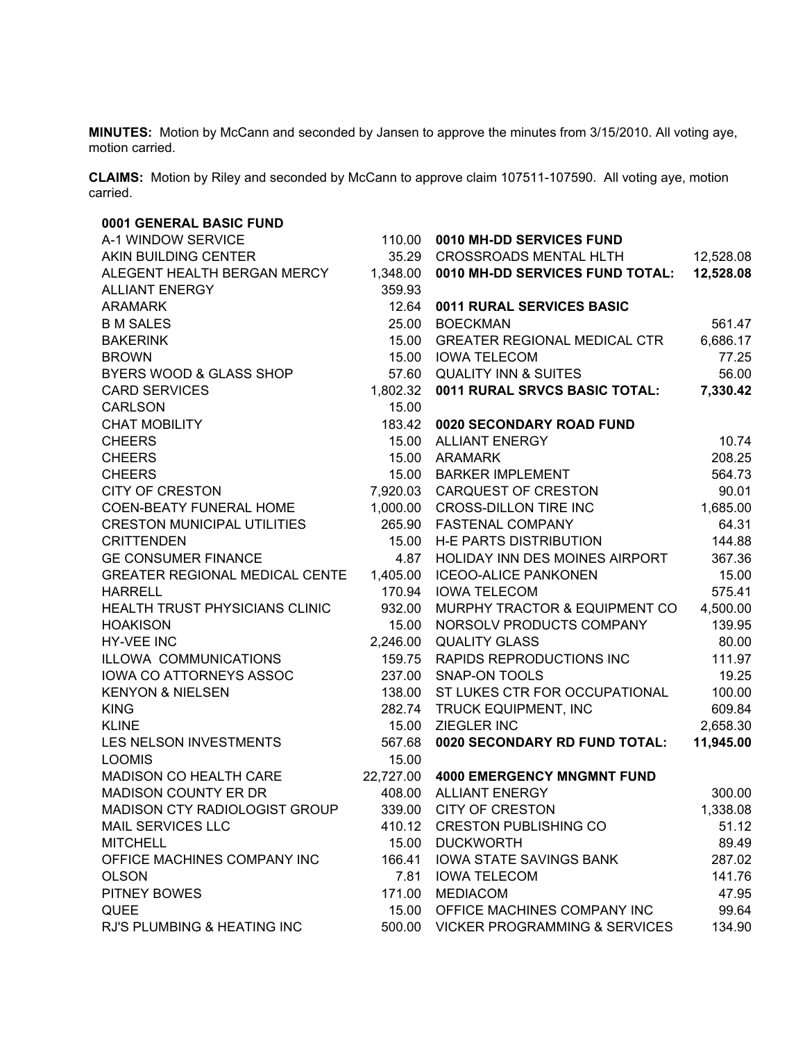**MINUTES:** Motion by McCann and seconded by Jansen to approve the minutes from 3/15/2010. All voting aye, motion carried.

**CLAIMS:** Motion by Riley and seconded by McCann to approve claim 107511-107590. All voting aye, motion carried.

**0001 GENERAL BASIC FUND**

| Vendor | Amount |
|---|---|
| A-1 WINDOW SERVICE | 110.00 |
| AKIN BUILDING CENTER | 35.29 |
| ALEGENT HEALTH BERGAN MERCY | 1,348.00 |
| ALLIANT ENERGY | 359.93 |
| ARAMARK | 12.64 |
| B M SALES | 25.00 |
| BAKERINK | 15.00 |
| BROWN | 15.00 |
| BYERS WOOD & GLASS SHOP | 57.60 |
| CARD SERVICES | 1,802.32 |
| CARLSON | 15.00 |
| CHAT MOBILITY | 183.42 |
| CHEERS | 15.00 |
| CHEERS | 15.00 |
| CHEERS | 15.00 |
| CITY OF CRESTON | 7,920.03 |
| COEN-BEATY FUNERAL HOME | 1,000.00 |
| CRESTON MUNICIPAL UTILITIES | 265.90 |
| CRITTENDEN | 15.00 |
| GE CONSUMER FINANCE | 4.87 |
| GREATER REGIONAL MEDICAL CENTE | 1,405.00 |
| HARRELL | 170.94 |
| HEALTH TRUST PHYSICIANS CLINIC | 932.00 |
| HOAKISON | 15.00 |
| HY-VEE INC | 2,246.00 |
| ILLOWA COMMUNICATIONS | 159.75 |
| IOWA CO ATTORNEYS ASSOC | 237.00 |
| KENYON & NIELSEN | 138.00 |
| KING | 282.74 |
| KLINE | 15.00 |
| LES NELSON INVESTMENTS | 567.68 |
| LOOMIS | 15.00 |
| MADISON CO HEALTH CARE | 22,727.00 |
| MADISON COUNTY ER DR | 408.00 |
| MADISON CTY RADIOLOGIST GROUP | 339.00 |
| MAIL SERVICES LLC | 410.12 |
| MITCHELL | 15.00 |
| OFFICE MACHINES COMPANY INC | 166.41 |
| OLSON | 7.81 |
| PITNEY BOWES | 171.00 |
| QUEE | 15.00 |
| RJ'S PLUMBING & HEATING INC | 500.00 |

**0010 MH-DD SERVICES FUND**

| Vendor | Amount |
|---|---|
| CROSSROADS MENTAL HLTH | 12,528.08 |
| **0010 MH-DD SERVICES FUND TOTAL:** | **12,528.08** |

**0011 RURAL SERVICES BASIC**

| Vendor | Amount |
|---|---|
| BOECKMAN | 561.47 |
| GREATER REGIONAL MEDICAL CTR | 6,686.17 |
| IOWA TELECOM | 77.25 |
| QUALITY INN & SUITES | 56.00 |
| **0011 RURAL SRVCS BASIC TOTAL:** | **7,330.42** |

**0020 SECONDARY ROAD FUND**

| Vendor | Amount |
|---|---|
| ALLIANT ENERGY | 10.74 |
| ARAMARK | 208.25 |
| BARKER IMPLEMENT | 564.73 |
| CARQUEST OF CRESTON | 90.01 |
| CROSS-DILLON TIRE INC | 1,685.00 |
| FASTENAL COMPANY | 64.31 |
| H-E PARTS DISTRIBUTION | 144.88 |
| HOLIDAY INN DES MOINES AIRPORT | 367.36 |
| ICEOO-ALICE PANKONEN | 15.00 |
| IOWA TELECOM | 575.41 |
| MURPHY TRACTOR & EQUIPMENT CO | 4,500.00 |
| NORSOLV PRODUCTS COMPANY | 139.95 |
| QUALITY GLASS | 80.00 |
| RAPIDS REPRODUCTIONS INC | 111.97 |
| SNAP-ON TOOLS | 19.25 |
| ST LUKES CTR FOR OCCUPATIONAL | 100.00 |
| TRUCK EQUIPMENT, INC | 609.84 |
| ZIEGLER INC | 2,658.30 |
| **0020 SECONDARY RD FUND TOTAL:** | **11,945.00** |

**4000 EMERGENCY MNGMNT FUND**

| Vendor | Amount |
|---|---|
| ALLIANT ENERGY | 300.00 |
| CITY OF CRESTON | 1,338.08 |
| CRESTON PUBLISHING CO | 51.12 |
| DUCKWORTH | 89.49 |
| IOWA STATE SAVINGS BANK | 287.02 |
| IOWA TELECOM | 141.76 |
| MEDIACOM | 47.95 |
| OFFICE MACHINES COMPANY INC | 99.64 |
| VICKER PROGRAMMING & SERVICES | 134.90 |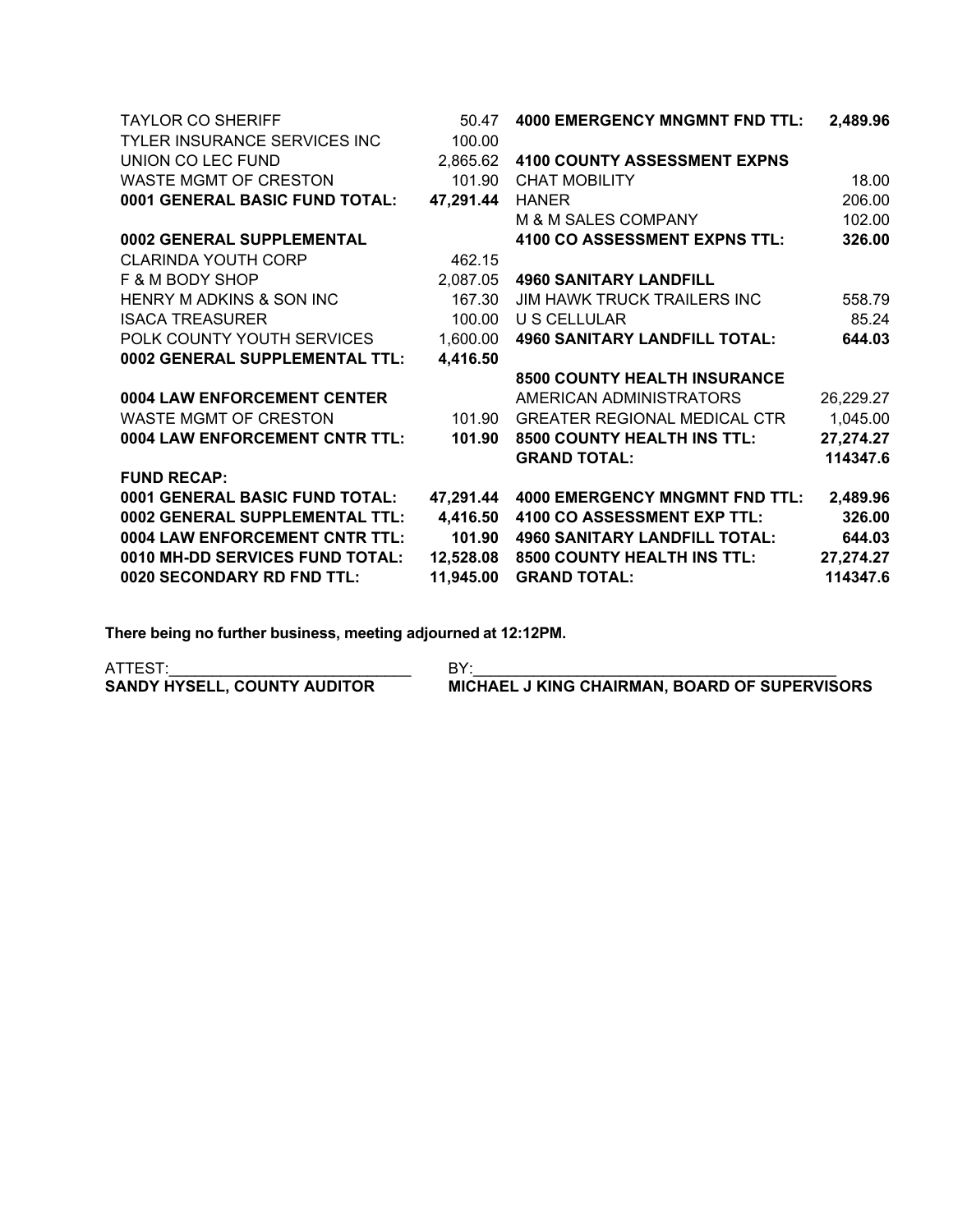| | |
|---|---|
| TAYLOR CO SHERIFF | 50.47 |
| TYLER INSURANCE SERVICES INC | 100.00 |
| UNION CO LEC FUND | 2,865.62 |
| WASTE MGMT OF CRESTON | 101.90 |
| **0001 GENERAL BASIC FUND TOTAL:** | **47,291.44** |
| | |
| **0002 GENERAL SUPPLEMENTAL** | |
| CLARINDA YOUTH CORP | 462.15 |
| F & M BODY SHOP | 2,087.05 |
| HENRY M ADKINS & SON INC | 167.30 |
| ISACA TREASURER | 100.00 |
| POLK COUNTY YOUTH SERVICES | 1,600.00 |
| **0002 GENERAL SUPPLEMENTAL TTL:** | **4,416.50** |
| | |
| **0004 LAW ENFORCEMENT CENTER** | |
| WASTE MGMT OF CRESTON | 101.90 |
| **0004 LAW ENFORCEMENT CNTR TTL:** | **101.90** |

| | |
|---|---|
| **4000 EMERGENCY MNGMNT FND TTL:** | **2,489.96** |
| | |
| **4100 COUNTY ASSESSMENT EXPNS** | |
| CHAT MOBILITY | 18.00 |
| HANER | 206.00 |
| M & M SALES COMPANY | 102.00 |
| **4100 CO ASSESSMENT EXPNS TTL:** | **326.00** |
| | |
| **4960 SANITARY LANDFILL** | |
| JIM HAWK TRUCK TRAILERS INC | 558.79 |
| U S CELLULAR | 85.24 |
| **4960 SANITARY LANDFILL TOTAL:** | **644.03** |
| | |
| **8500 COUNTY HEALTH INSURANCE** | |
| AMERICAN ADMINISTRATORS | 26,229.27 |
| GREATER REGIONAL MEDICAL CTR | 1,045.00 |
| **8500 COUNTY HEALTH INS TTL:** | **27,274.27** |
| **GRAND TOTAL:** | **114347.6** |

**FUND RECAP:**

| | |
|---|---|
| **0001 GENERAL BASIC FUND TOTAL:** | **47,291.44** |
| **0002 GENERAL SUPPLEMENTAL TTL:** | **4,416.50** |
| **0004 LAW ENFORCEMENT CNTR TTL:** | **101.90** |
| **0010 MH-DD SERVICES FUND TOTAL:** | **12,528.08** |
| **0020 SECONDARY RD FND TTL:** | **11,945.00** |
| **4000 EMERGENCY MNGMNT FND TTL:** | **2,489.96** |
| **4100 CO ASSESSMENT EXP TTL:** | **326.00** |
| **4960 SANITARY LANDFILL TOTAL:** | **644.03** |
| **8500 COUNTY HEALTH INS TTL:** | **27,274.27** |
| **GRAND TOTAL:** | **114347.6** |

**There being no further business, meeting adjourned at 12:12PM.**

ATTEST:____________________________
**SANDY HYSELL, COUNTY AUDITOR**

BY:__________________________________________
**MICHAEL J KING CHAIRMAN, BOARD OF SUPERVISORS**